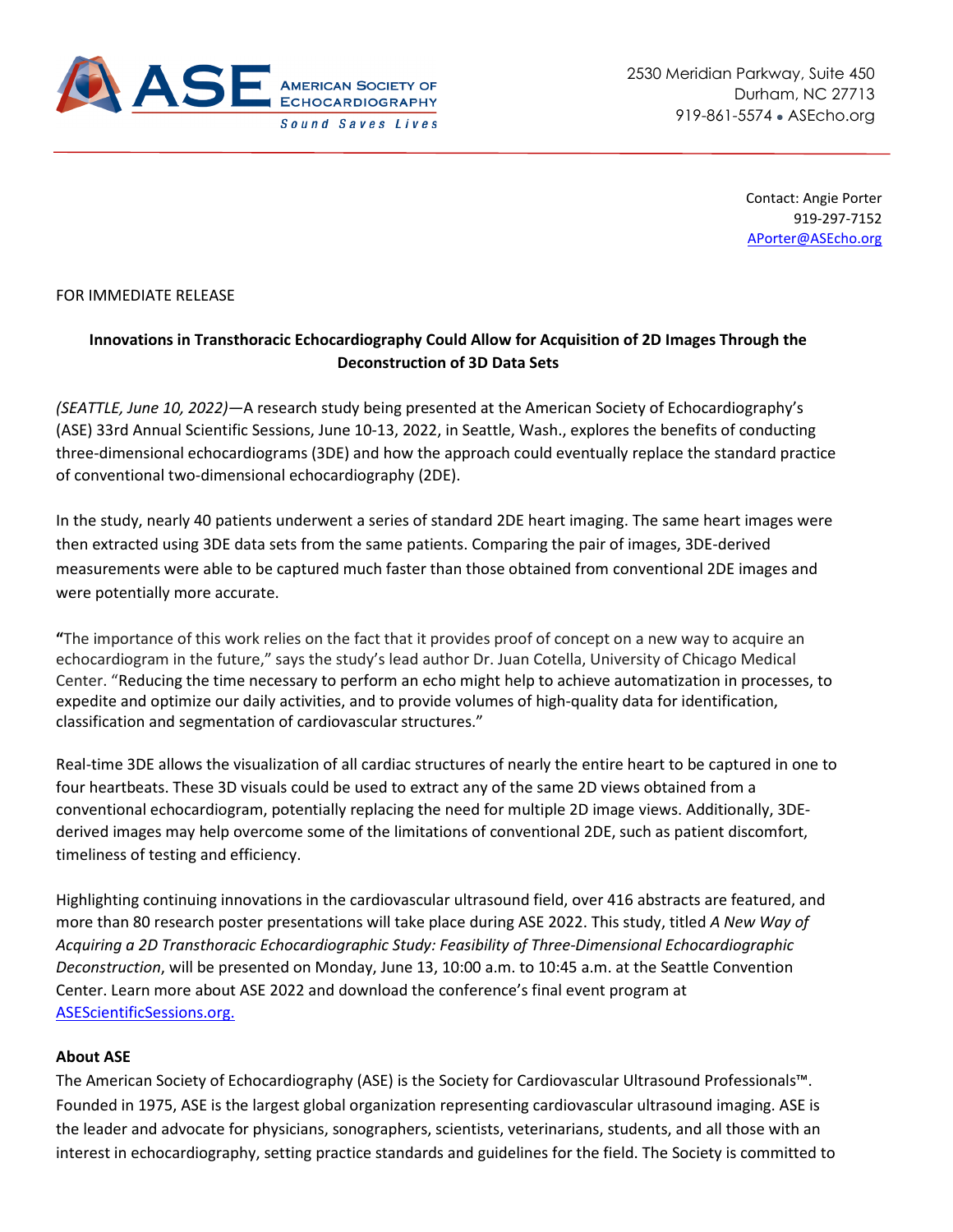AMERICAN SOCIETY OF ECHOCARDIOGRAPHY
*Sound Saves Lives*

2530 Meridian Parkway, Suite 450
Durham, NC 27713
919-861-5574 • ASEcho.org

Contact: Angie Porter
919-297-7152
APorter@ASEcho.org

FOR IMMEDIATE RELEASE

**Innovations in Transthoracic Echocardiography Could Allow for Acquisition of 2D Images Through the Deconstruction of 3D Data Sets**

*(SEATTLE, June 10, 2022)*—A research study being presented at the American Society of Echocardiography's (ASE) 33rd Annual Scientific Sessions, June 10-13, 2022, in Seattle, Wash., explores the benefits of conducting three-dimensional echocardiograms (3DE) and how the approach could eventually replace the standard practice of conventional two-dimensional echocardiography (2DE).

In the study, nearly 40 patients underwent a series of standard 2DE heart imaging. The same heart images were then extracted using 3DE data sets from the same patients. Comparing the pair of images, 3DE-derived measurements were able to be captured much faster than those obtained from conventional 2DE images and were potentially more accurate.

**"**The importance of this work relies on the fact that it provides proof of concept on a new way to acquire an echocardiogram in the future," says the study's lead author Dr. Juan Cotella, University of Chicago Medical Center. "Reducing the time necessary to perform an echo might help to achieve automatization in processes, to expedite and optimize our daily activities, and to provide volumes of high-quality data for identification, classification and segmentation of cardiovascular structures."

Real-time 3DE allows the visualization of all cardiac structures of nearly the entire heart to be captured in one to four heartbeats. These 3D visuals could be used to extract any of the same 2D views obtained from a conventional echocardiogram, potentially replacing the need for multiple 2D image views. Additionally, 3DE-derived images may help overcome some of the limitations of conventional 2DE, such as patient discomfort, timeliness of testing and efficiency.

Highlighting continuing innovations in the cardiovascular ultrasound field, over 416 abstracts are featured, and more than 80 research poster presentations will take place during ASE 2022. This study, titled *A New Way of Acquiring a 2D Transthoracic Echocardiographic Study: Feasibility of Three-Dimensional Echocardiographic Deconstruction*, will be presented on Monday, June 13, 10:00 a.m. to 10:45 a.m. at the Seattle Convention Center. Learn more about ASE 2022 and download the conference's final event program at ASEScientificSessions.org.

**About ASE**

The American Society of Echocardiography (ASE) is the Society for Cardiovascular Ultrasound Professionals™. Founded in 1975, ASE is the largest global organization representing cardiovascular ultrasound imaging. ASE is the leader and advocate for physicians, sonographers, scientists, veterinarians, students, and all those with an interest in echocardiography, setting practice standards and guidelines for the field. The Society is committed to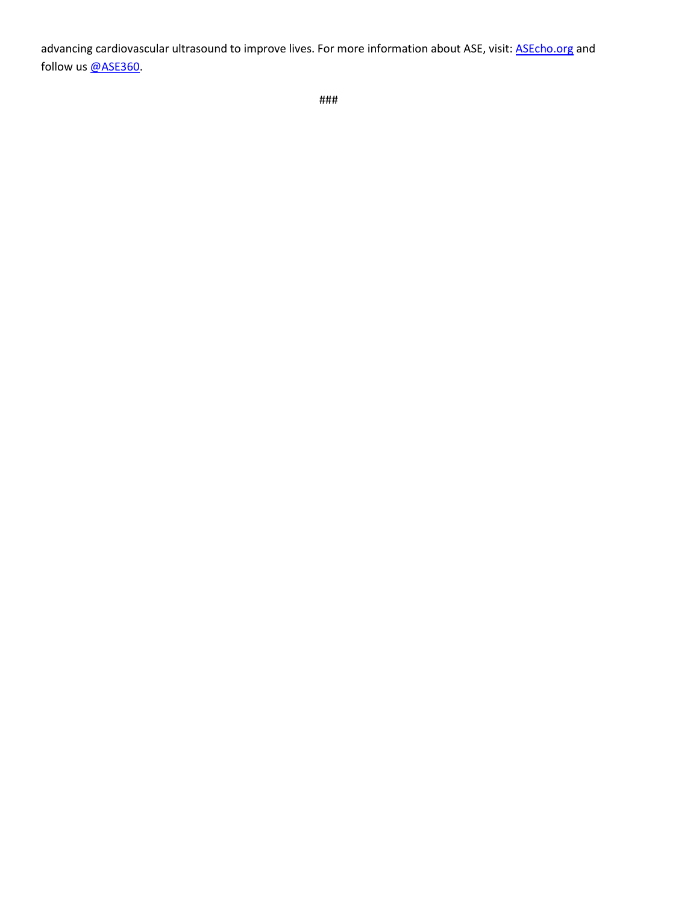advancing cardiovascular ultrasound to improve lives. For more information about ASE, visit: [ASEcho.org] and follow us [@ASE360].

###